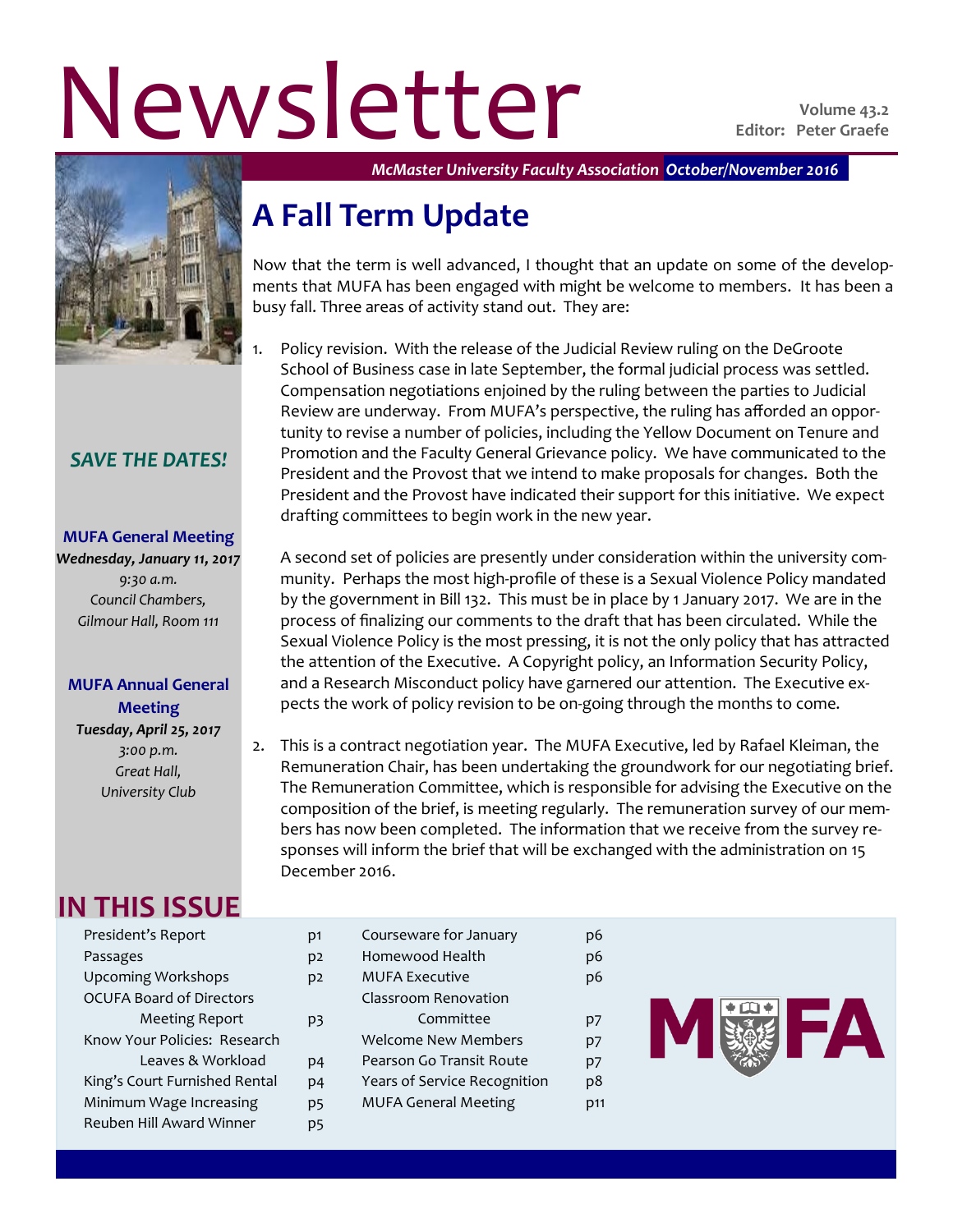# Newsletter

Volume 43.2
Editor: Peter Graefe

*McMaster University Faculty Association* *October/November 2016*

## A Fall Term Update

Now that the term is well advanced, I thought that an update on some of the developments that MUFA has been engaged with might be welcome to members. It has been a busy fall. Three areas of activity stand out. They are:

1. Policy revision. With the release of the Judicial Review ruling on the DeGroote School of Business case in late September, the formal judicial process was settled. Compensation negotiations enjoined by the ruling between the parties to Judicial Review are underway. From MUFA's perspective, the ruling has afforded an opportunity to revise a number of policies, including the Yellow Document on Tenure and Promotion and the Faculty General Grievance policy. We have communicated to the President and the Provost that we intend to make proposals for changes. Both the President and the Provost have indicated their support for this initiative. We expect drafting committees to begin work in the new year.

   A second set of policies are presently under consideration within the university community. Perhaps the most high-profile of these is a Sexual Violence Policy mandated by the government in Bill 132. This must be in place by 1 January 2017. We are in the process of finalizing our comments to the draft that has been circulated. While the Sexual Violence Policy is the most pressing, it is not the only policy that has attracted the attention of the Executive. A Copyright policy, an Information Security Policy, and a Research Misconduct policy have garnered our attention. The Executive expects the work of policy revision to be on-going through the months to come.

2. This is a contract negotiation year. The MUFA Executive, led by Rafael Kleiman, the Remuneration Chair, has been undertaking the groundwork for our negotiating brief. The Remuneration Committee, which is responsible for advising the Executive on the composition of the brief, is meeting regularly. The remuneration survey of our members has now been completed. The information that we receive from the survey responses will inform the brief that will be exchanged with the administration on 15 December 2016.

### *SAVE THE DATES!*

**MUFA General Meeting**
***Wednesday, January 11, 2017***
*9:30 a.m.*
*Council Chambers,*
*Gilmour Hall, Room 111*

**MUFA Annual General Meeting**
***Tuesday, April 25, 2017***
*3:00 p.m.*
*Great Hall,*
*University Club*

## IN THIS ISSUE

| | | | |
|---|---|---|---|
| President's Report | p1 | Courseware for January | p6 |
| Passages | p2 | Homewood Health | p6 |
| Upcoming Workshops | p2 | MUFA Executive | p6 |
| OCUFA Board of Directors Meeting Report | p3 | Classroom Renovation Committee | p7 |
| Know Your Policies: Research Leaves & Workload | p4 | Welcome New Members | p7 |
| King's Court Furnished Rental | p4 | Pearson Go Transit Route | p7 |
| Minimum Wage Increasing | p5 | Years of Service Recognition | p8 |
| Reuben Hill Award Winner | p5 | MUFA General Meeting | p11 |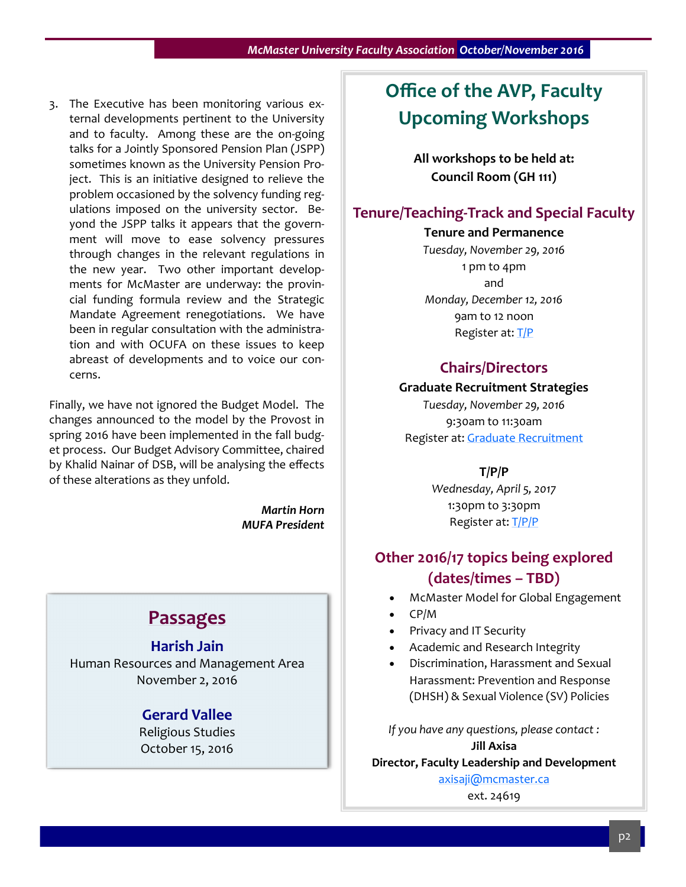3. The Executive has been monitoring various external developments pertinent to the University and to faculty. Among these are the on-going talks for a Jointly Sponsored Pension Plan (JSPP) sometimes known as the University Pension Project. This is an initiative designed to relieve the problem occasioned by the solvency funding regulations imposed on the university sector. Beyond the JSPP talks it appears that the government will move to ease solvency pressures through changes in the relevant regulations in the new year. Two other important developments for McMaster are underway: the provincial funding formula review and the Strategic Mandate Agreement renegotiations. We have been in regular consultation with the administration and with OCUFA on these issues to keep abreast of developments and to voice our concerns.

Finally, we have not ignored the Budget Model. The changes announced to the model by the Provost in spring 2016 have been implemented in the fall budget process. Our Budget Advisory Committee, chaired by Khalid Nainar of DSB, will be analysing the effects of these alterations as they unfold.

***Martin Horn***
***MUFA President***

## Passages

**Harish Jain**
Human Resources and Management Area
November 2, 2016

**Gerard Vallee**
Religious Studies
October 15, 2016

## Office of the AVP, Faculty Upcoming Workshops

**All workshops to be held at:**
**Council Room (GH 111)**

### Tenure/Teaching-Track and Special Faculty

**Tenure and Permanence**
*Tuesday, November 29, 2016*
1 pm to 4pm
and
*Monday, December 12, 2016*
9am to 12 noon
Register at: T/P

### Chairs/Directors

**Graduate Recruitment Strategies**
*Tuesday, November 29, 2016*
9:30am to 11:30am
Register at: Graduate Recruitment

**T/P/P**
*Wednesday, April 5, 2017*
1:30pm to 3:30pm
Register at: T/P/P

### Other 2016/17 topics being explored (dates/times – TBD)

- McMaster Model for Global Engagement
- CP/M
- Privacy and IT Security
- Academic and Research Integrity
- Discrimination, Harassment and Sexual Harassment: Prevention and Response (DHSH) & Sexual Violence (SV) Policies

*If you have any questions, please contact :*
**Jill Axisa**
**Director, Faculty Leadership and Development**
axisaji@mcmaster.ca
ext. 24619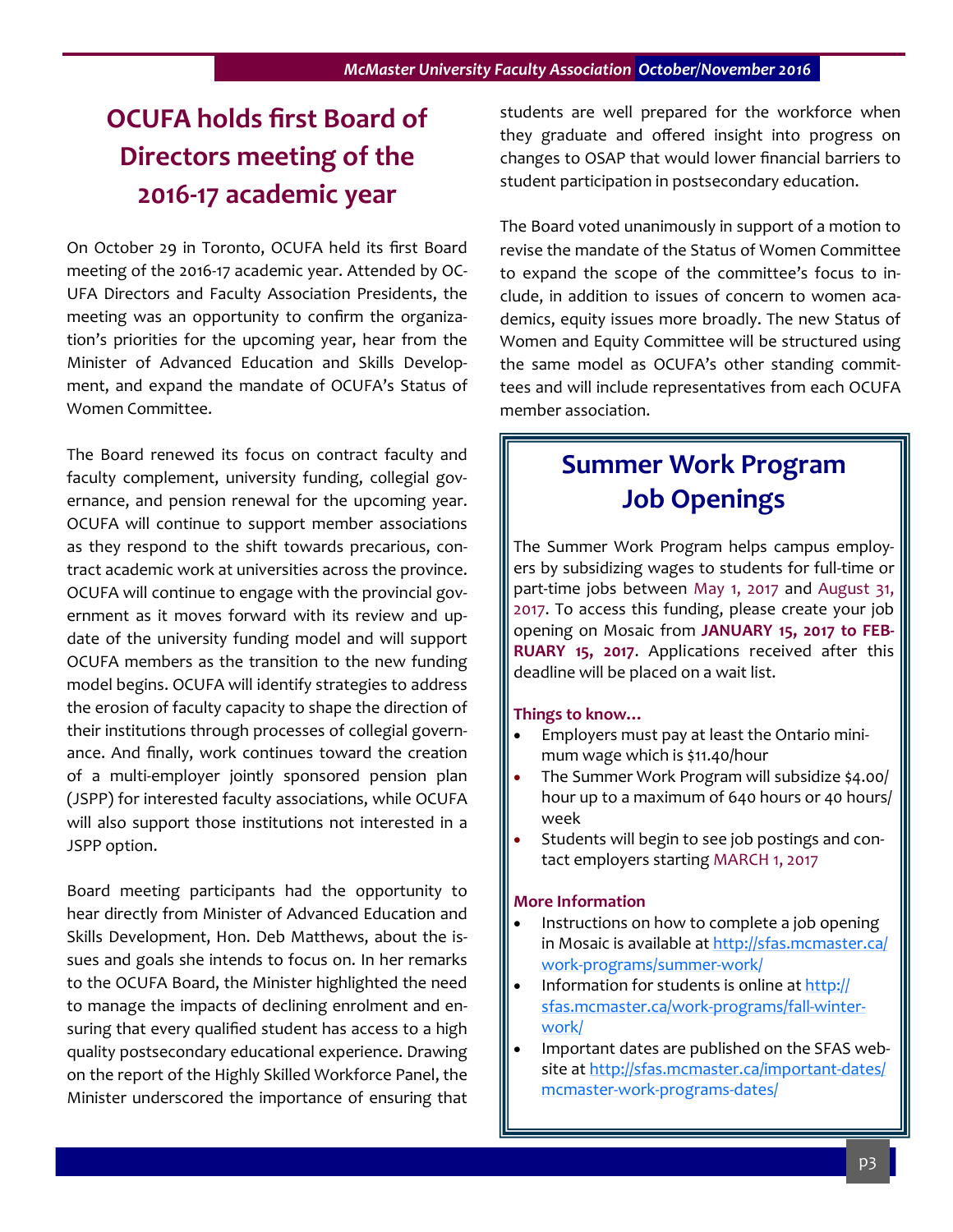# OCUFA holds first Board of Directors meeting of the 2016-17 academic year

On October 29 in Toronto, OCUFA held its first Board meeting of the 2016-17 academic year. Attended by OCUFA Directors and Faculty Association Presidents, the meeting was an opportunity to confirm the organization's priorities for the upcoming year, hear from the Minister of Advanced Education and Skills Development, and expand the mandate of OCUFA's Status of Women Committee.

The Board renewed its focus on contract faculty and faculty complement, university funding, collegial governance, and pension renewal for the upcoming year. OCUFA will continue to support member associations as they respond to the shift towards precarious, contract academic work at universities across the province. OCUFA will continue to engage with the provincial government as it moves forward with its review and update of the university funding model and will support OCUFA members as the transition to the new funding model begins. OCUFA will identify strategies to address the erosion of faculty capacity to shape the direction of their institutions through processes of collegial governance. And finally, work continues toward the creation of a multi-employer jointly sponsored pension plan (JSPP) for interested faculty associations, while OCUFA will also support those institutions not interested in a JSPP option.

Board meeting participants had the opportunity to hear directly from Minister of Advanced Education and Skills Development, Hon. Deb Matthews, about the issues and goals she intends to focus on. In her remarks to the OCUFA Board, the Minister highlighted the need to manage the impacts of declining enrolment and ensuring that every qualified student has access to a high quality postsecondary educational experience. Drawing on the report of the Highly Skilled Workforce Panel, the Minister underscored the importance of ensuring that students are well prepared for the workforce when they graduate and offered insight into progress on changes to OSAP that would lower financial barriers to student participation in postsecondary education.

The Board voted unanimously in support of a motion to revise the mandate of the Status of Women Committee to expand the scope of the committee's focus to include, in addition to issues of concern to women academics, equity issues more broadly. The new Status of Women and Equity Committee will be structured using the same model as OCUFA's other standing committees and will include representatives from each OCUFA member association.

## Summer Work Program Job Openings

The Summer Work Program helps campus employers by subsidizing wages to students for full-time or part-time jobs between May 1, 2017 and August 31, 2017. To access this funding, please create your job opening on Mosaic from **JANUARY 15, 2017 to FEBRUARY 15, 2017**. Applications received after this deadline will be placed on a wait list.

**Things to know…**

- Employers must pay at least the Ontario minimum wage which is $11.40/hour
- The Summer Work Program will subsidize $4.00/hour up to a maximum of 640 hours or 40 hours/week
- Students will begin to see job postings and contact employers starting MARCH 1, 2017

**More Information**

- Instructions on how to complete a job opening in Mosaic is available at http://sfas.mcmaster.ca/work-programs/summer-work/
- Information for students is online at http://sfas.mcmaster.ca/work-programs/fall-winter-work/
- Important dates are published on the SFAS website at http://sfas.mcmaster.ca/important-dates/mcmaster-work-programs-dates/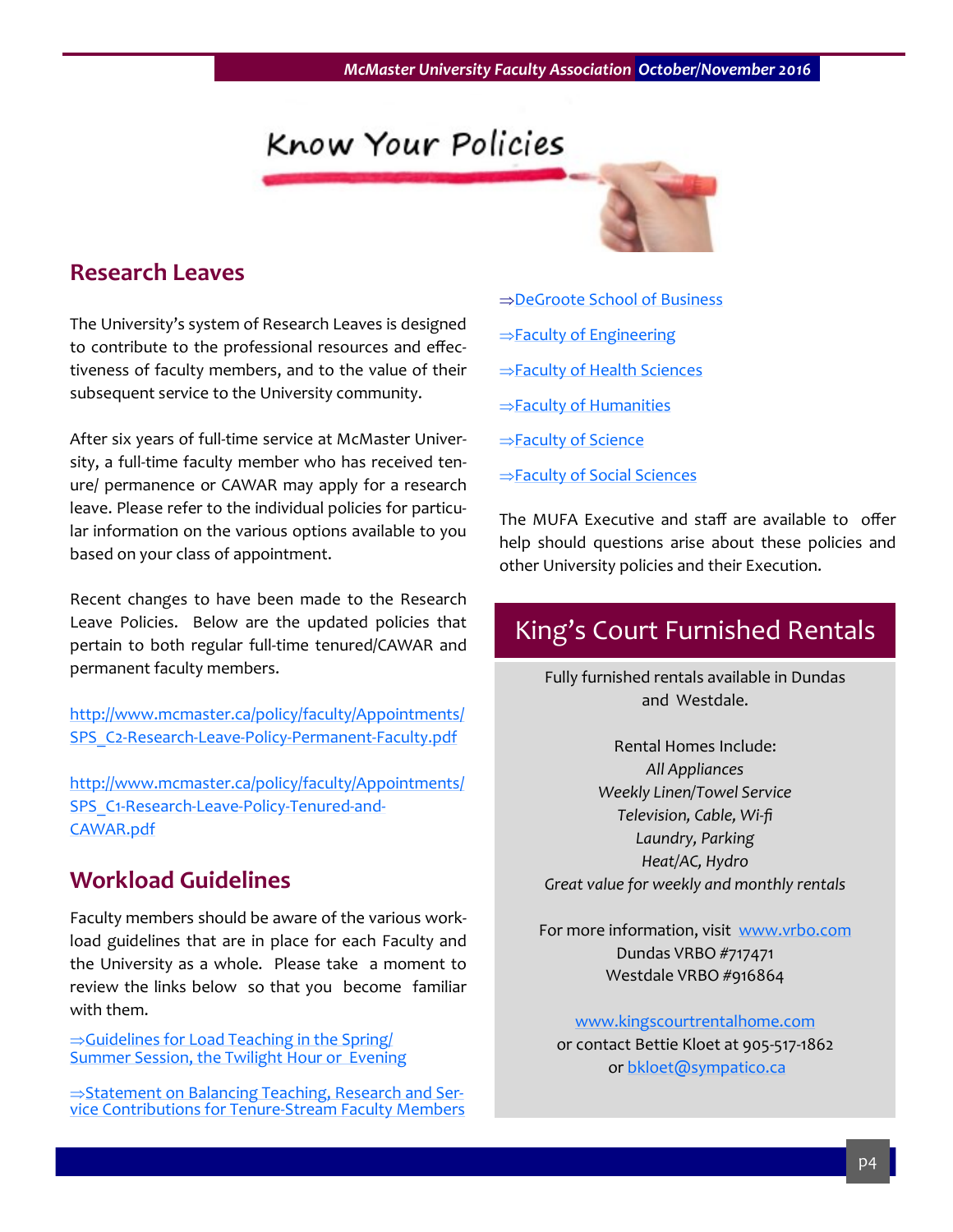# Know Your Policies

## Research Leaves

The University's system of Research Leaves is designed to contribute to the professional resources and effectiveness of faculty members, and to the value of their subsequent service to the University community.

After six years of full-time service at McMaster University, a full-time faculty member who has received tenure/ permanence or CAWAR may apply for a research leave. Please refer to the individual policies for particular information on the various options available to you based on your class of appointment.

Recent changes to have been made to the Research Leave Policies. Below are the updated policies that pertain to both regular full-time tenured/CAWAR and permanent faculty members.

http://www.mcmaster.ca/policy/faculty/Appointments/SPS_C2-Research-Leave-Policy-Permanent-Faculty.pdf

http://www.mcmaster.ca/policy/faculty/Appointments/SPS_C1-Research-Leave-Policy-Tenured-and-CAWAR.pdf

## Workload Guidelines

Faculty members should be aware of the various workload guidelines that are in place for each Faculty and the University as a whole. Please take a moment to review the links below so that you become familiar with them.

⇒Guidelines for Load Teaching in the Spring/ Summer Session, the Twilight Hour or Evening

⇒Statement on Balancing Teaching, Research and Service Contributions for Tenure-Stream Faculty Members

⇒DeGroote School of Business

⇒Faculty of Engineering

⇒Faculty of Health Sciences

⇒Faculty of Humanities

⇒Faculty of Science

⇒Faculty of Social Sciences

The MUFA Executive and staff are available to offer help should questions arise about these policies and other University policies and their Execution.

## King's Court Furnished Rentals

Fully furnished rentals available in Dundas and Westdale.

Rental Homes Include:
*All Appliances*
*Weekly Linen/Towel Service*
*Television, Cable, Wi-fi*
*Laundry, Parking*
*Heat/AC, Hydro*
*Great value for weekly and monthly rentals*

For more information, visit www.vrbo.com
Dundas VRBO #717471
Westdale VRBO #916864

www.kingscourtrentalhome.com
or contact Bettie Kloet at 905-517-1862
or bkloet@sympatico.ca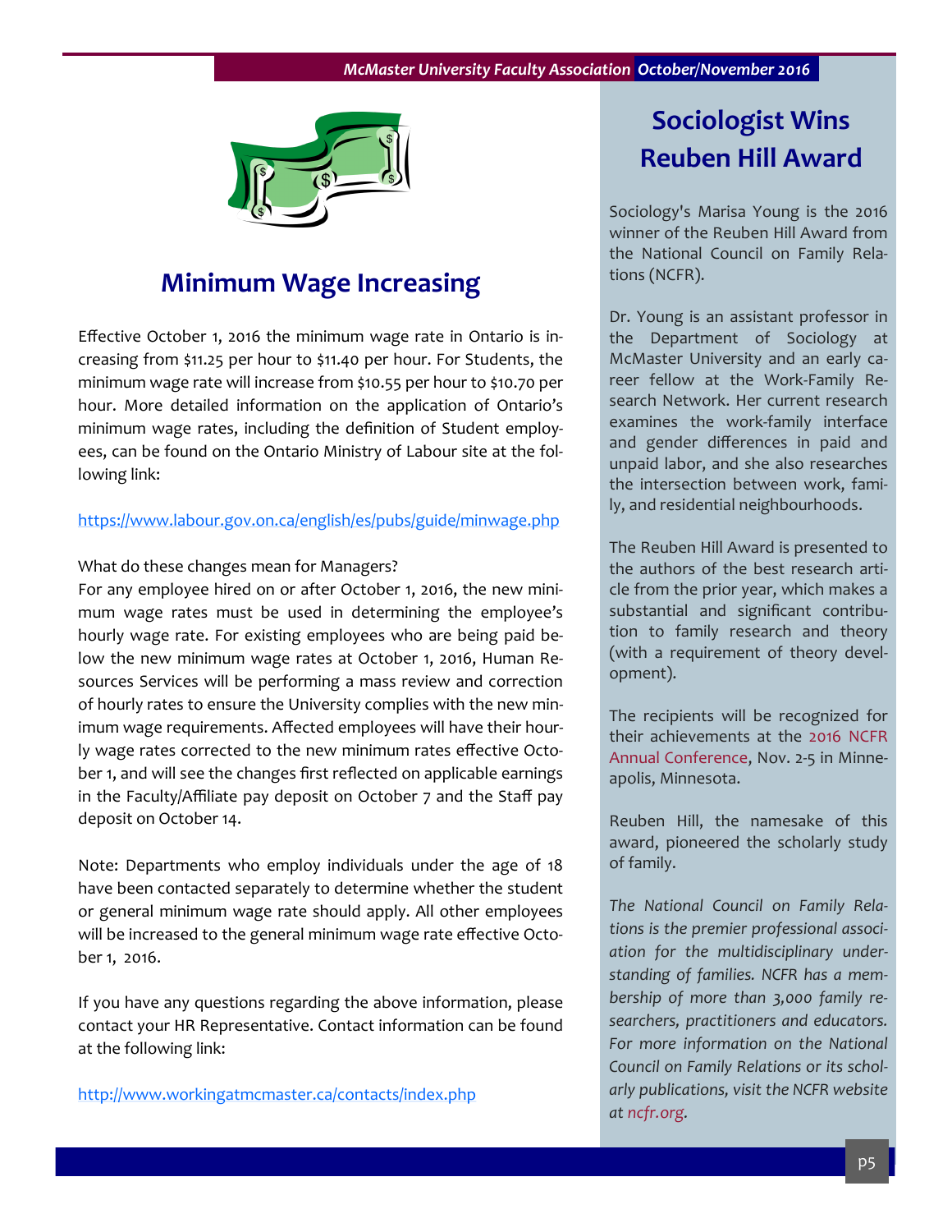## Minimum Wage Increasing

Effective October 1, 2016 the minimum wage rate in Ontario is increasing from $11.25 per hour to $11.40 per hour. For Students, the minimum wage rate will increase from $10.55 per hour to $10.70 per hour. More detailed information on the application of Ontario's minimum wage rates, including the definition of Student employees, can be found on the Ontario Ministry of Labour site at the following link:

https://www.labour.gov.on.ca/english/es/pubs/guide/minwage.php

What do these changes mean for Managers?
For any employee hired on or after October 1, 2016, the new minimum wage rates must be used in determining the employee's hourly wage rate. For existing employees who are being paid below the new minimum wage rates at October 1, 2016, Human Resources Services will be performing a mass review and correction of hourly rates to ensure the University complies with the new minimum wage requirements. Affected employees will have their hourly wage rates corrected to the new minimum rates effective October 1, and will see the changes first reflected on applicable earnings in the Faculty/Affiliate pay deposit on October 7 and the Staff pay deposit on October 14.

Note: Departments who employ individuals under the age of 18 have been contacted separately to determine whether the student or general minimum wage rate should apply. All other employees will be increased to the general minimum wage rate effective October 1, 2016.

If you have any questions regarding the above information, please contact your HR Representative. Contact information can be found at the following link:

http://www.workingatmcmaster.ca/contacts/index.php

## Sociologist Wins Reuben Hill Award

Sociology's Marisa Young is the 2016 winner of the Reuben Hill Award from the National Council on Family Relations (NCFR).

Dr. Young is an assistant professor in the Department of Sociology at McMaster University and an early career fellow at the Work-Family Research Network. Her current research examines the work-family interface and gender differences in paid and unpaid labor, and she also researches the intersection between work, family, and residential neighbourhoods.

The Reuben Hill Award is presented to the authors of the best research article from the prior year, which makes a substantial and significant contribution to family research and theory (with a requirement of theory development).

The recipients will be recognized for their achievements at the 2016 NCFR Annual Conference, Nov. 2-5 in Minneapolis, Minnesota.

Reuben Hill, the namesake of this award, pioneered the scholarly study of family.

*The National Council on Family Relations is the premier professional association for the multidisciplinary understanding of families. NCFR has a membership of more than 3,000 family researchers, practitioners and educators. For more information on the National Council on Family Relations or its scholarly publications, visit the NCFR website at ncfr.org.*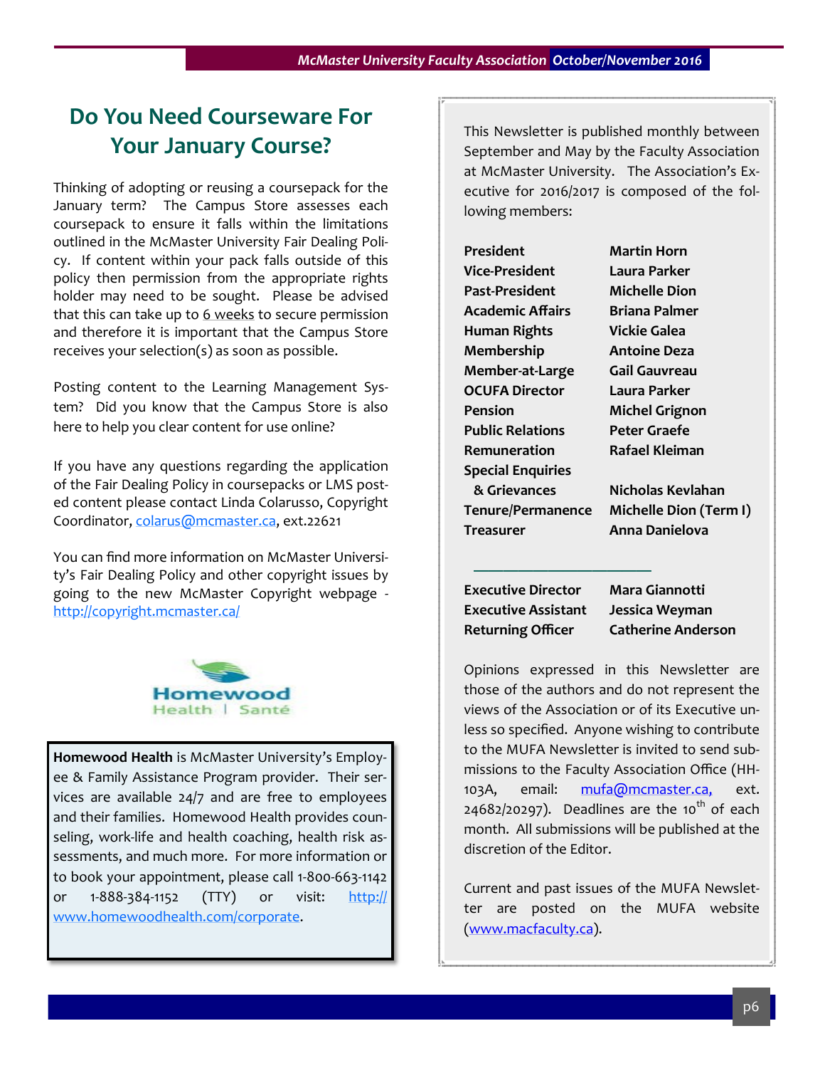# Do You Need Courseware For Your January Course?

Thinking of adopting or reusing a coursepack for the January term? The Campus Store assesses each coursepack to ensure it falls within the limitations outlined in the McMaster University Fair Dealing Policy. If content within your pack falls outside of this policy then permission from the appropriate rights holder may need to be sought. Please be advised that this can take up to 6 weeks to secure permission and therefore it is important that the Campus Store receives your selection(s) as soon as possible.

Posting content to the Learning Management System? Did you know that the Campus Store is also here to help you clear content for use online?

If you have any questions regarding the application of the Fair Dealing Policy in coursepacks or LMS posted content please contact Linda Colarusso, Copyright Coordinator, colarus@mcmaster.ca, ext.22621

You can find more information on McMaster University's Fair Dealing Policy and other copyright issues by going to the new McMaster Copyright webpage - http://copyright.mcmaster.ca/

Homewood Health | Santé

**Homewood Health** is McMaster University's Employee & Family Assistance Program provider. Their services are available 24/7 and are free to employees and their families. Homewood Health provides counseling, work-life and health coaching, health risk assessments, and much more. For more information or to book your appointment, please call 1-800-663-1142 or 1-888-384-1152 (TTY) or visit: http://www.homewoodhealth.com/corporate.

---

This Newsletter is published monthly between September and May by the Faculty Association at McMaster University. The Association's Executive for 2016/2017 is composed of the following members:

| | |
|---|---|
| **President** | **Martin Horn** |
| **Vice-President** | **Laura Parker** |
| **Past-President** | **Michelle Dion** |
| **Academic Affairs** | **Briana Palmer** |
| **Human Rights** | **Vickie Galea** |
| **Membership** | **Antoine Deza** |
| **Member-at-Large** | **Gail Gauvreau** |
| **OCUFA Director** | **Laura Parker** |
| **Pension** | **Michel Grignon** |
| **Public Relations** | **Peter Graefe** |
| **Remuneration** | **Rafael Kleiman** |
| **Special Enquiries & Grievances** | **Nicholas Kevlahan** |
| **Tenure/Permanence** | **Michelle Dion (Term I)** |
| **Treasurer** | **Anna Danielova** |

| | |
|---|---|
| **Executive Director** | **Mara Giannotti** |
| **Executive Assistant** | **Jessica Weyman** |
| **Returning Officer** | **Catherine Anderson** |

Opinions expressed in this Newsletter are those of the authors and do not represent the views of the Association or of its Executive unless so specified. Anyone wishing to contribute to the MUFA Newsletter is invited to send submissions to the Faculty Association Office (HH-103A, email: mufa@mcmaster.ca, ext. 24682/20297). Deadlines are the 10th of each month. All submissions will be published at the discretion of the Editor.

Current and past issues of the MUFA Newsletter are posted on the MUFA website (www.macfaculty.ca).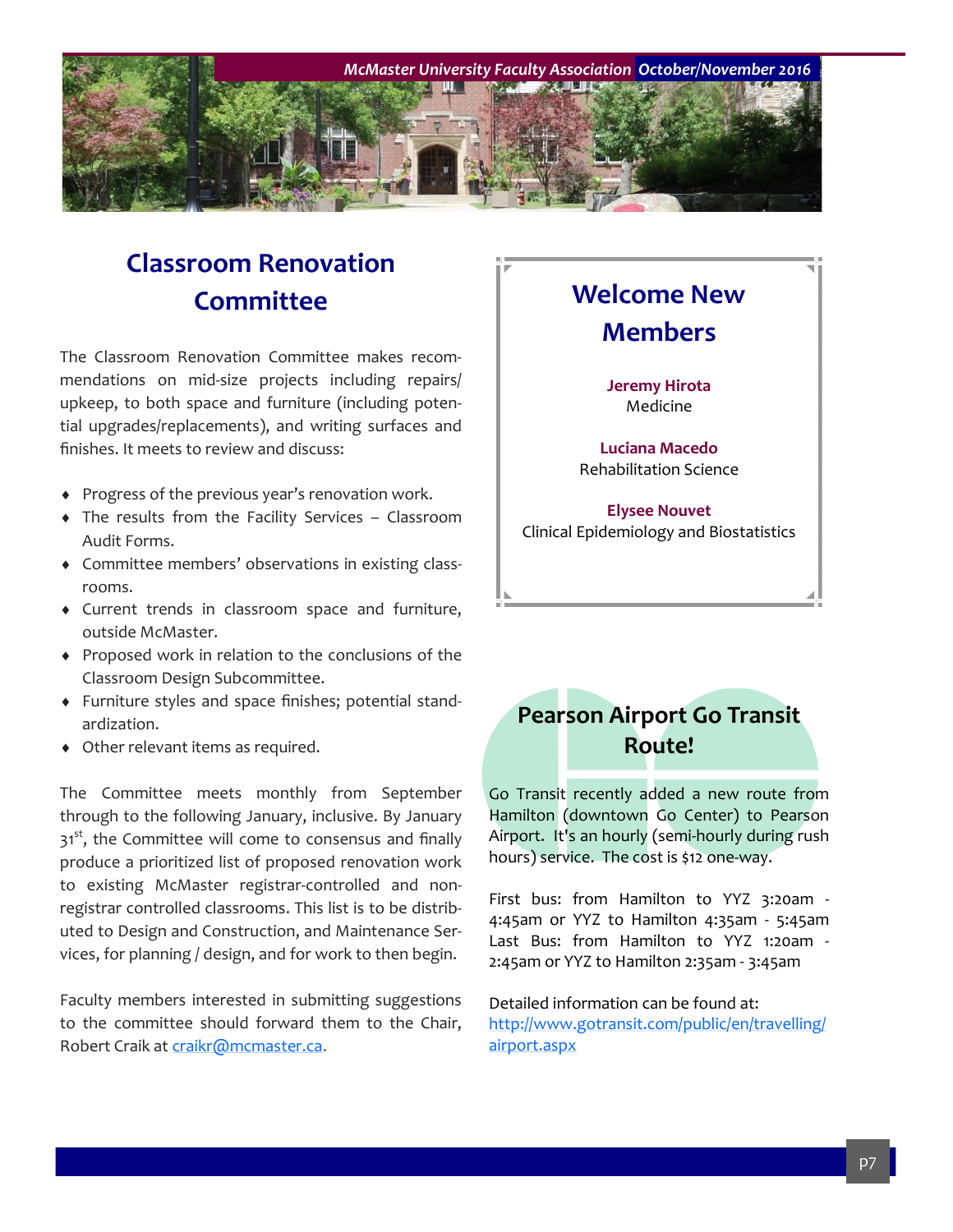## Classroom Renovation Committee

The Classroom Renovation Committee makes recommendations on mid-size projects including repairs/upkeep, to both space and furniture (including potential upgrades/replacements), and writing surfaces and finishes. It meets to review and discuss:

- Progress of the previous year's renovation work.
- The results from the Facility Services – Classroom Audit Forms.
- Committee members' observations in existing classrooms.
- Current trends in classroom space and furniture, outside McMaster.
- Proposed work in relation to the conclusions of the Classroom Design Subcommittee.
- Furniture styles and space finishes; potential standardization.
- Other relevant items as required.

The Committee meets monthly from September through to the following January, inclusive. By January 31st, the Committee will come to consensus and finally produce a prioritized list of proposed renovation work to existing McMaster registrar-controlled and non-registrar controlled classrooms. This list is to be distributed to Design and Construction, and Maintenance Services, for planning / design, and for work to then begin.

Faculty members interested in submitting suggestions to the committee should forward them to the Chair, Robert Craik at craikr@mcmaster.ca.

## Welcome New Members

**Jeremy Hirota**
Medicine

**Luciana Macedo**
Rehabilitation Science

**Elysee Nouvet**
Clinical Epidemiology and Biostatistics

## Pearson Airport Go Transit Route!

Go Transit recently added a new route from Hamilton (downtown Go Center) to Pearson Airport. It's an hourly (semi-hourly during rush hours) service. The cost is $12 one-way.

First bus: from Hamilton to YYZ 3:20am - 4:45am or YYZ to Hamilton 4:35am - 5:45am
Last Bus: from Hamilton to YYZ 1:20am - 2:45am or YYZ to Hamilton 2:35am - 3:45am

Detailed information can be found at: http://www.gotransit.com/public/en/travelling/airport.aspx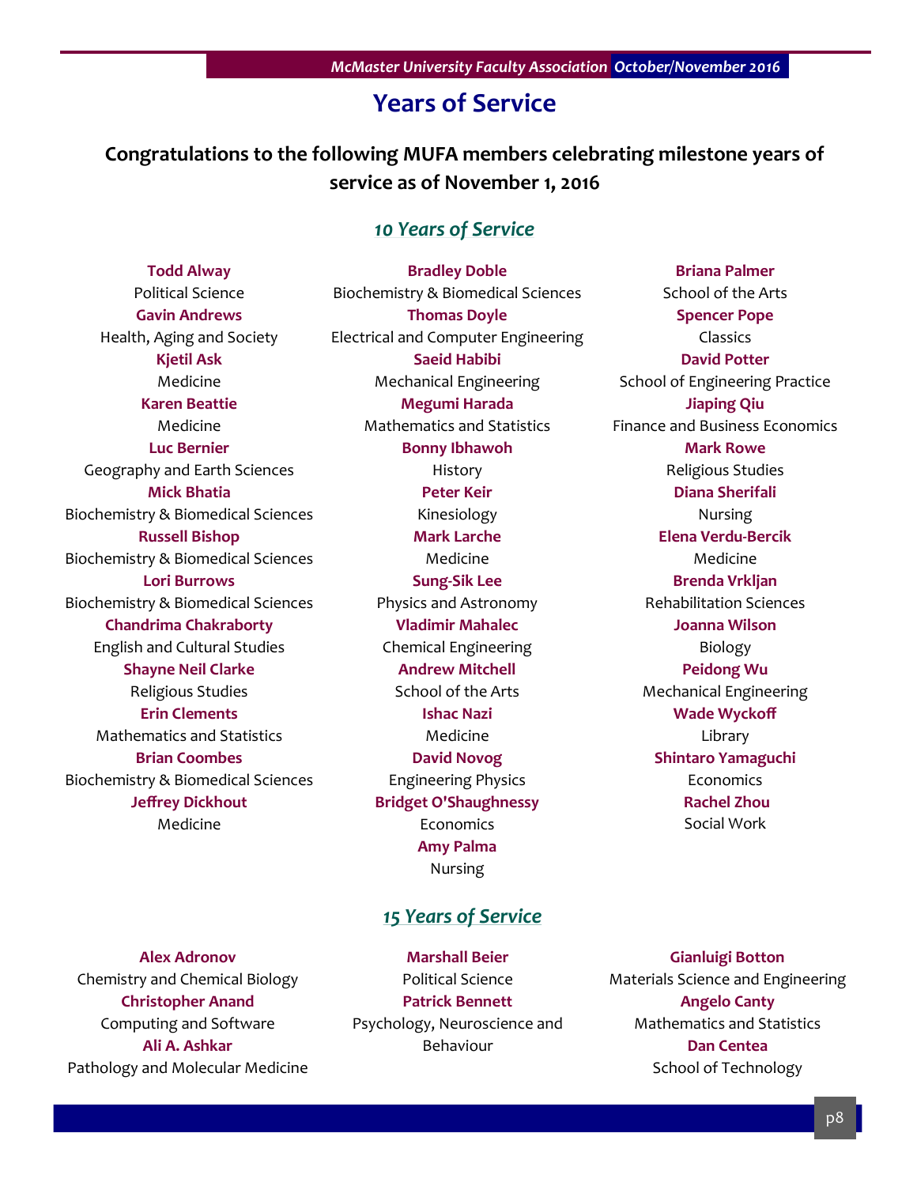# Years of Service

**Congratulations to the following MUFA members celebrating milestone years of service as of November 1, 2016**

## *10 Years of Service*

**Todd Alway**
Political Science

**Gavin Andrews**
Health, Aging and Society

**Kjetil Ask**
Medicine

**Karen Beattie**
Medicine

**Luc Bernier**
Geography and Earth Sciences

**Mick Bhatia**
Biochemistry & Biomedical Sciences

**Russell Bishop**
Biochemistry & Biomedical Sciences

**Lori Burrows**
Biochemistry & Biomedical Sciences

**Chandrima Chakraborty**
English and Cultural Studies

**Shayne Neil Clarke**
Religious Studies

**Erin Clements**
Mathematics and Statistics

**Brian Coombes**
Biochemistry & Biomedical Sciences

**Jeffrey Dickhout**
Medicine

**Bradley Doble**
Biochemistry & Biomedical Sciences

**Thomas Doyle**
Electrical and Computer Engineering

**Saeid Habibi**
Mechanical Engineering

**Megumi Harada**
Mathematics and Statistics

**Bonny Ibhawoh**
History

**Peter Keir**
Kinesiology

**Mark Larche**
Medicine

**Sung-Sik Lee**
Physics and Astronomy

**Vladimir Mahalec**
Chemical Engineering

**Andrew Mitchell**
School of the Arts

**Ishac Nazi**
Medicine

**David Novog**
Engineering Physics

**Bridget O'Shaughnessy**
Economics

**Amy Palma**
Nursing

**Briana Palmer**
School of the Arts

**Spencer Pope**
Classics

**David Potter**
School of Engineering Practice

**Jiaping Qiu**
Finance and Business Economics

**Mark Rowe**
Religious Studies

**Diana Sherifali**
Nursing

**Elena Verdu-Bercik**
Medicine

**Brenda Vrkljan**
Rehabilitation Sciences

**Joanna Wilson**
Biology

**Peidong Wu**
Mechanical Engineering

**Wade Wyckoff**
Library

**Shintaro Yamaguchi**
Economics

**Rachel Zhou**
Social Work

## *15 Years of Service*

**Alex Adronov**
Chemistry and Chemical Biology

**Christopher Anand**
Computing and Software

**Ali A. Ashkar**
Pathology and Molecular Medicine

**Marshall Beier**
Political Science

**Patrick Bennett**
Psychology, Neuroscience and Behaviour

**Gianluigi Botton**
Materials Science and Engineering

**Angelo Canty**
Mathematics and Statistics

**Dan Centea**
School of Technology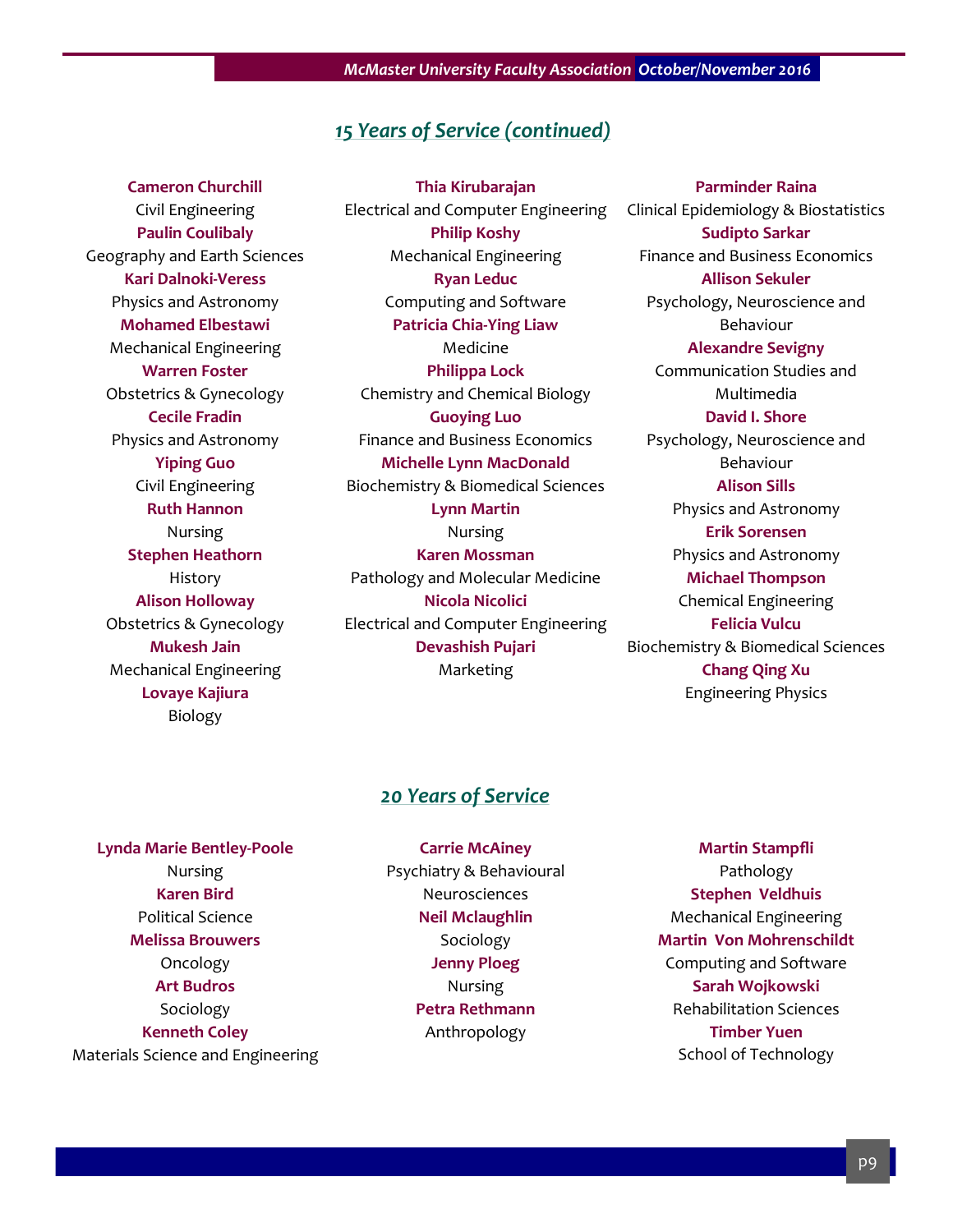## 15 Years of Service (continued)

**Cameron Churchill**
Civil Engineering

**Paulin Coulibaly**
Geography and Earth Sciences

**Kari Dalnoki-Veress**
Physics and Astronomy

**Mohamed Elbestawi**
Mechanical Engineering

**Warren Foster**
Obstetrics & Gynecology

**Cecile Fradin**
Physics and Astronomy

**Yiping Guo**
Civil Engineering

**Ruth Hannon**
Nursing

**Stephen Heathorn**
History

**Alison Holloway**
Obstetrics & Gynecology

**Mukesh Jain**
Mechanical Engineering

**Lovaye Kajiura**
Biology

**Thia Kirubarajan**
Electrical and Computer Engineering

**Philip Koshy**
Mechanical Engineering

**Ryan Leduc**
Computing and Software

**Patricia Chia-Ying Liaw**
Medicine

**Philippa Lock**
Chemistry and Chemical Biology

**Guoying Luo**
Finance and Business Economics

**Michelle Lynn MacDonald**
Biochemistry & Biomedical Sciences

**Lynn Martin**
Nursing

**Karen Mossman**
Pathology and Molecular Medicine

**Nicola Nicolici**
Electrical and Computer Engineering

**Devashish Pujari**
Marketing

**Parminder Raina**
Clinical Epidemiology & Biostatistics

**Sudipto Sarkar**
Finance and Business Economics

**Allison Sekuler**
Psychology, Neuroscience and Behaviour

**Alexandre Sevigny**
Communication Studies and Multimedia

**David I. Shore**
Psychology, Neuroscience and Behaviour

**Alison Sills**
Physics and Astronomy

**Erik Sorensen**
Physics and Astronomy

**Michael Thompson**
Chemical Engineering

**Felicia Vulcu**
Biochemistry & Biomedical Sciences

**Chang Qing Xu**
Engineering Physics

## 20 Years of Service

**Lynda Marie Bentley-Poole**
Nursing

**Karen Bird**
Political Science

**Melissa Brouwers**
Oncology

**Art Budros**
Sociology

**Kenneth Coley**
Materials Science and Engineering

**Carrie McAiney**
Psychiatry & Behavioural Neurosciences

**Neil Mclaughlin**
Sociology

**Jenny Ploeg**
Nursing

**Petra Rethmann**
Anthropology

**Martin Stampfli**
Pathology

**Stephen Veldhuis**
Mechanical Engineering

**Martin Von Mohrenschildt**
Computing and Software

**Sarah Wojkowski**
Rehabilitation Sciences

**Timber Yuen**
School of Technology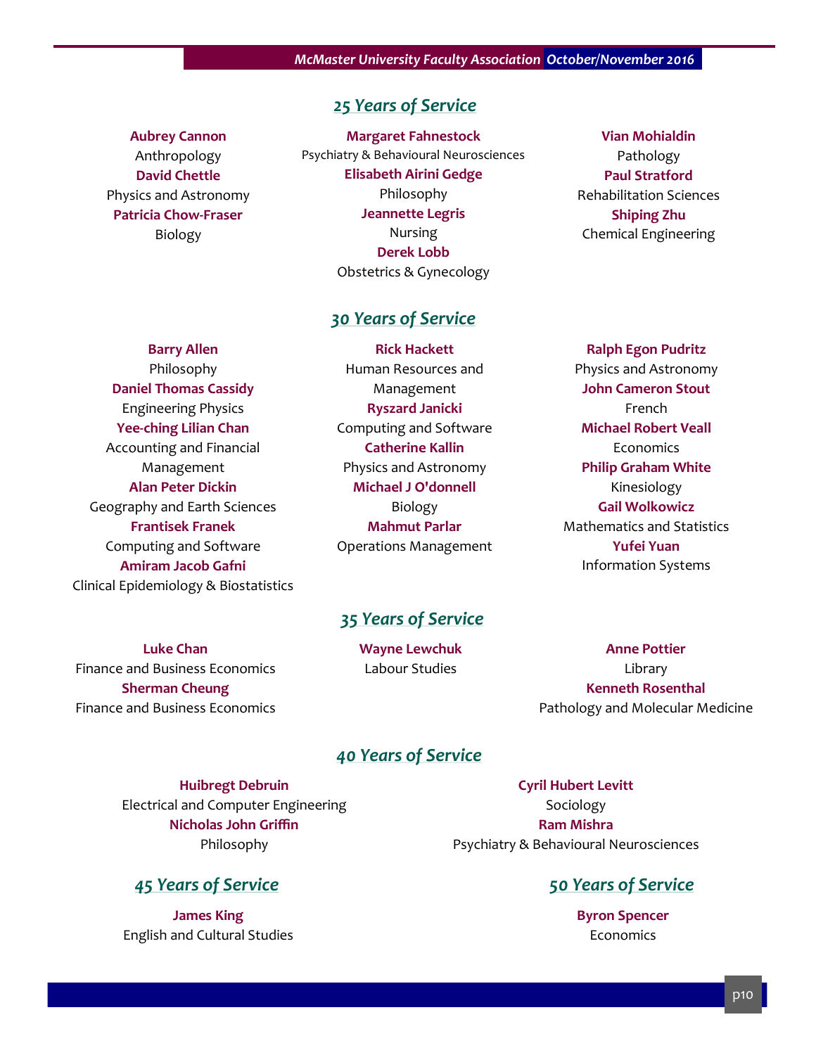## 25 Years of Service

**Aubrey Cannon**
Anthropology

**David Chettle**
Physics and Astronomy

**Patricia Chow-Fraser**
Biology

**Margaret Fahnestock**
Psychiatry & Behavioural Neurosciences

**Elisabeth Airini Gedge**
Philosophy

**Jeannette Legris**
Nursing

**Derek Lobb**
Obstetrics & Gynecology

**Vian Mohialdin**
Pathology

**Paul Stratford**
Rehabilitation Sciences

**Shiping Zhu**
Chemical Engineering

## 30 Years of Service

**Barry Allen**
Philosophy

**Daniel Thomas Cassidy**
Engineering Physics

**Yee-ching Lilian Chan**
Accounting and Financial Management

**Alan Peter Dickin**
Geography and Earth Sciences

**Frantisek Franek**
Computing and Software

**Amiram Jacob Gafni**
Clinical Epidemiology & Biostatistics

**Rick Hackett**
Human Resources and Management

**Ryszard Janicki**
Computing and Software

**Catherine Kallin**
Physics and Astronomy

**Michael J O'donnell**
Biology

**Mahmut Parlar**
Operations Management

**Ralph Egon Pudritz**
Physics and Astronomy

**John Cameron Stout**
French

**Michael Robert Veall**
Economics

**Philip Graham White**
Kinesiology

**Gail Wolkowicz**
Mathematics and Statistics

**Yufei Yuan**
Information Systems

## 35 Years of Service

**Luke Chan**
Finance and Business Economics

**Sherman Cheung**
Finance and Business Economics

**Wayne Lewchuk**
Labour Studies

**Anne Pottier**
Library

**Kenneth Rosenthal**
Pathology and Molecular Medicine

## 40 Years of Service

**Huibregt Debruin**
Electrical and Computer Engineering

**Nicholas John Griffin**
Philosophy

**Cyril Hubert Levitt**
Sociology

**Ram Mishra**
Psychiatry & Behavioural Neurosciences

## 45 Years of Service

**James King**
English and Cultural Studies

## 50 Years of Service

**Byron Spencer**
Economics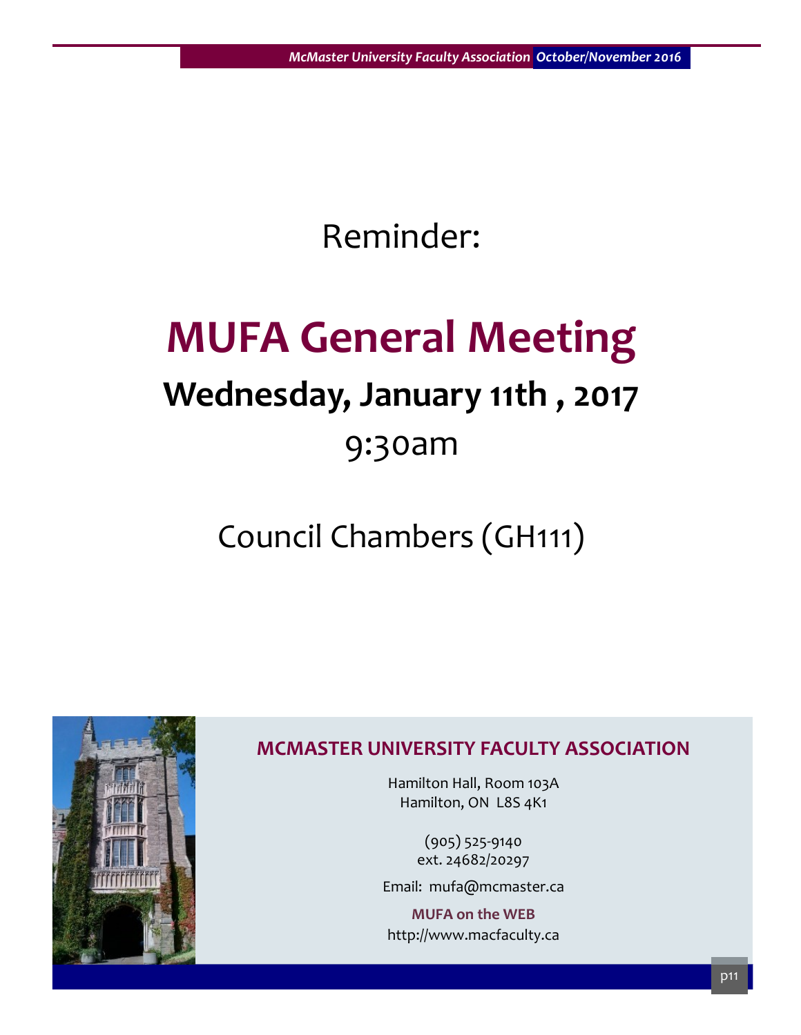Reminder:

# MUFA General Meeting

## Wednesday, January 11th , 2017

9:30am

Council Chambers (GH111)

**MCMASTER UNIVERSITY FACULTY ASSOCIATION**

Hamilton Hall, Room 103A
Hamilton, ON L8S 4K1

(905) 525-9140
ext. 24682/20297

Email: mufa@mcmaster.ca

**MUFA on the WEB**
http://www.macfaculty.ca